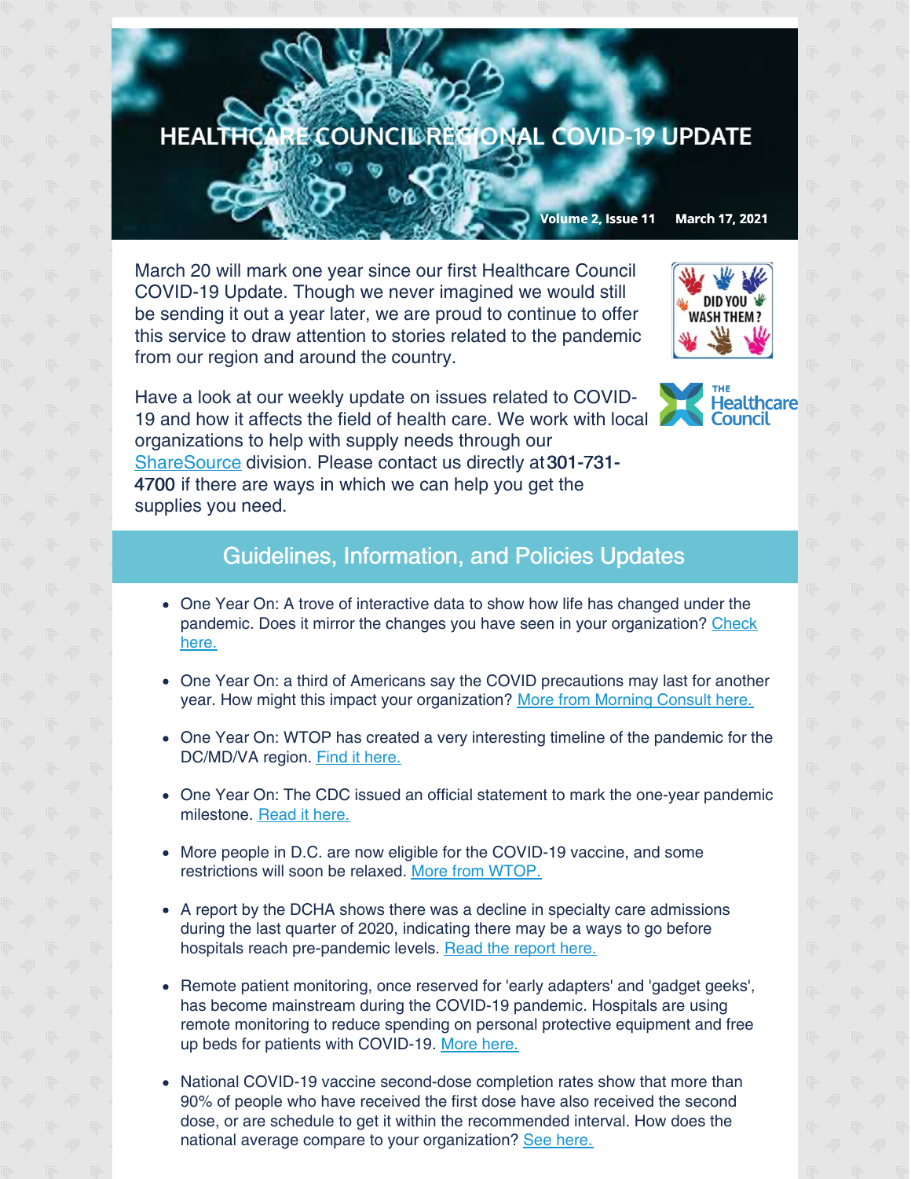# HEALTHCARE COUNCIL REGIONAL COVID-19 UPDATE

Volume 2, Issue 11 March 17, 2021

March 20 will mark one year since our first Healthcare Council COVID-19 Update. Though we never imagined we would still be sending it out a year later, we are proud to continue to offer this service to draw attention to stories related to the pandemic from our region and around the country.

Have a look at our weekly update on issues related to COVID-19 and how it affects the field of health care. We work with local organizations to help with supply needs through our ShareSource division. Please contact us directly at **301-731-4700** if there are ways in which we can help you get the supplies you need.

## Guidelines, Information, and Policies Updates

- One Year On: A trove of interactive data to show how life has changed under the pandemic. Does it mirror the changes you have seen in your organization? Check here.
- One Year On: a third of Americans say the COVID precautions may last for another year. How might this impact your organization? More from Morning Consult here.
- One Year On: WTOP has created a very interesting timeline of the pandemic for the DC/MD/VA region. Find it here.
- One Year On: The CDC issued an official statement to mark the one-year pandemic milestone. Read it here.
- More people in D.C. are now eligible for the COVID-19 vaccine, and some restrictions will soon be relaxed. More from WTOP.
- A report by the DCHA shows there was a decline in specialty care admissions during the last quarter of 2020, indicating there may be a ways to go before hospitals reach pre-pandemic levels. Read the report here.
- Remote patient monitoring, once reserved for 'early adapters' and 'gadget geeks', has become mainstream during the COVID-19 pandemic. Hospitals are using remote monitoring to reduce spending on personal protective equipment and free up beds for patients with COVID-19. More here.
- National COVID-19 vaccine second-dose completion rates show that more than 90% of people who have received the first dose have also received the second dose, or are schedule to get it within the recommended interval. How does the national average compare to your organization? See here.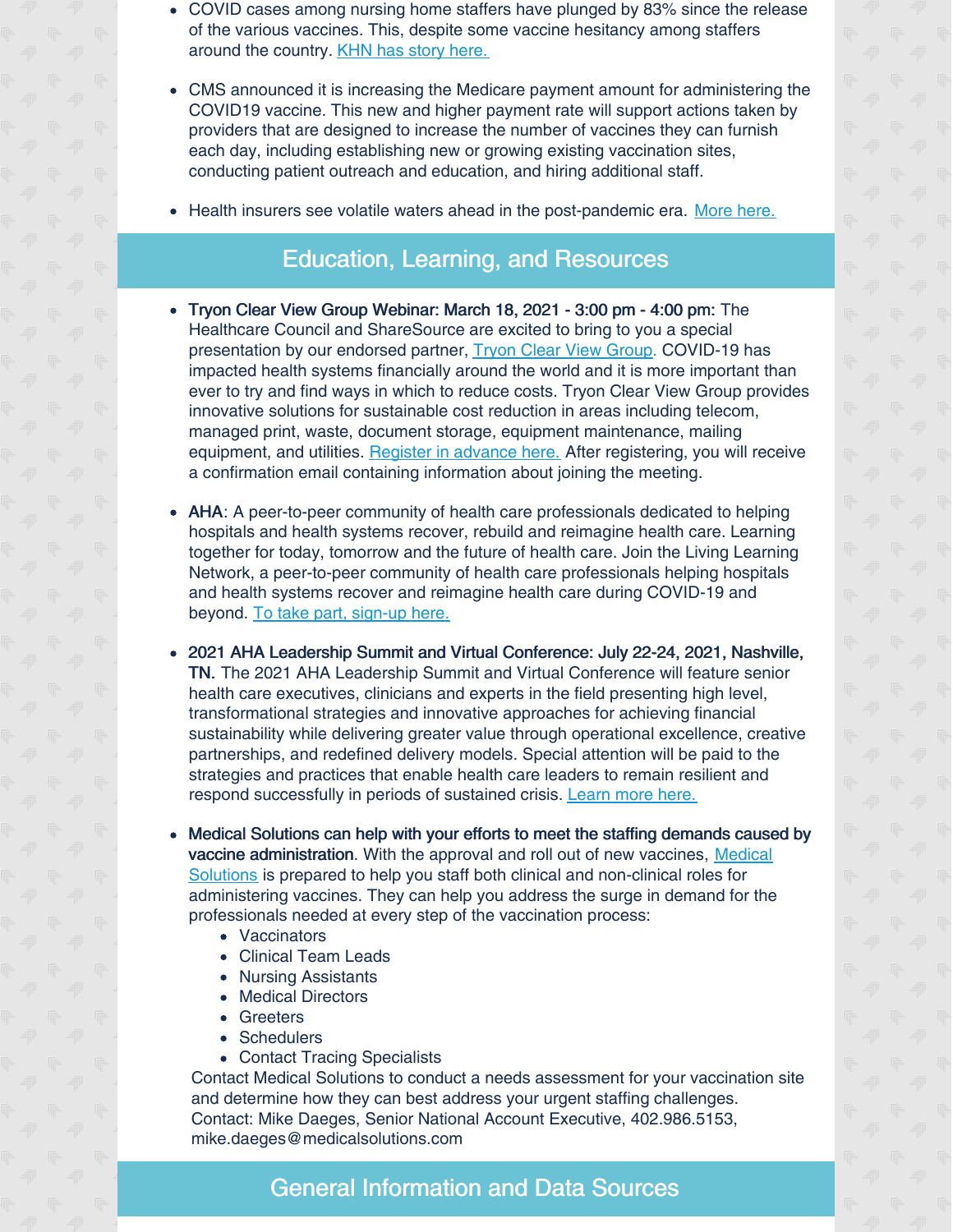- COVID cases among nursing home staffers have plunged by 83% since the release of the various vaccines. This, despite some vaccine hesitancy among staffers around the country. KHN has story here.

- CMS announced it is increasing the Medicare payment amount for administering the COVID19 vaccine. This new and higher payment rate will support actions taken by providers that are designed to increase the number of vaccines they can furnish each day, including establishing new or growing existing vaccination sites, conducting patient outreach and education, and hiring additional staff.

- Health insurers see volatile waters ahead in the post-pandemic era. More here.

## Education, Learning, and Resources

- **Tryon Clear View Group Webinar: March 18, 2021 - 3:00 pm - 4:00 pm:** The Healthcare Council and ShareSource are excited to bring to you a special presentation by our endorsed partner, Tryon Clear View Group. COVID-19 has impacted health systems financially around the world and it is more important than ever to try and find ways in which to reduce costs. Tryon Clear View Group provides innovative solutions for sustainable cost reduction in areas including telecom, managed print, waste, document storage, equipment maintenance, mailing equipment, and utilities. Register in advance here. After registering, you will receive a confirmation email containing information about joining the meeting.

- **AHA**: A peer-to-peer community of health care professionals dedicated to helping hospitals and health systems recover, rebuild and reimagine health care. Learning together for today, tomorrow and the future of health care. Join the Living Learning Network, a peer-to-peer community of health care professionals helping hospitals and health systems recover and reimagine health care during COVID-19 and beyond. To take part, sign-up here.

- **2021 AHA Leadership Summit and Virtual Conference: July 22-24, 2021, Nashville, TN.** The 2021 AHA Leadership Summit and Virtual Conference will feature senior health care executives, clinicians and experts in the field presenting high level, transformational strategies and innovative approaches for achieving financial sustainability while delivering greater value through operational excellence, creative partnerships, and redefined delivery models. Special attention will be paid to the strategies and practices that enable health care leaders to remain resilient and respond successfully in periods of sustained crisis. Learn more here.

- **Medical Solutions can help with your efforts to meet the staffing demands caused by vaccine administration**. With the approval and roll out of new vaccines, Medical Solutions is prepared to help you staff both clinical and non-clinical roles for administering vaccines. They can help you address the surge in demand for the professionals needed at every step of the vaccination process:
  - Vaccinators
  - Clinical Team Leads
  - Nursing Assistants
  - Medical Directors
  - Greeters
  - Schedulers
  - Contact Tracing Specialists

  Contact Medical Solutions to conduct a needs assessment for your vaccination site and determine how they can best address your urgent staffing challenges.
  Contact: Mike Daeges, Senior National Account Executive, 402.986.5153, mike.daeges@medicalsolutions.com

## General Information and Data Sources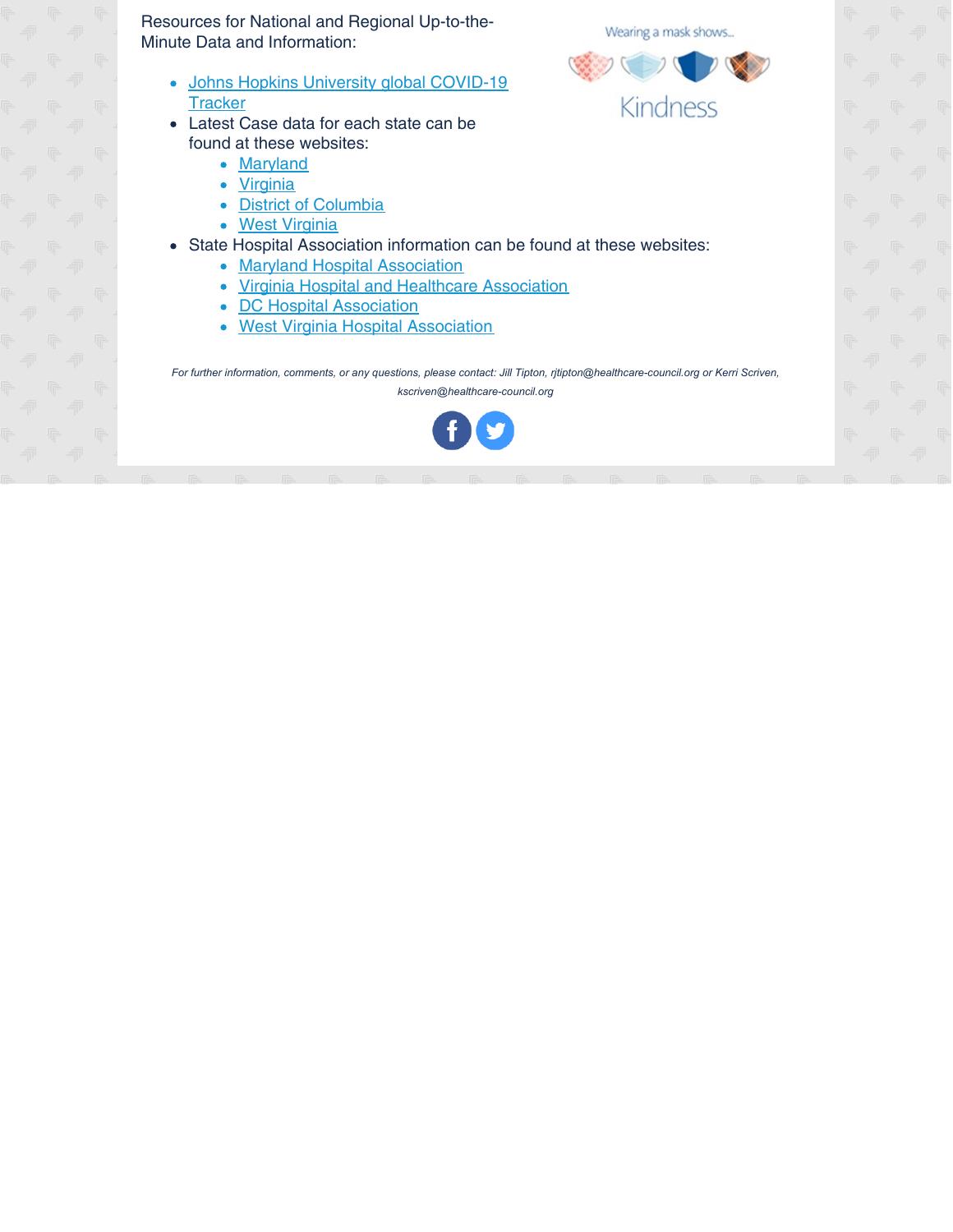Resources for National and Regional Up-to-the-Minute Data and Information:

- Johns Hopkins University global COVID-19 Tracker
- Latest Case data for each state can be found at these websites:
    - Maryland
    - Virginia
    - District of Columbia
    - West Virginia
- State Hospital Association information can be found at these websites:
    - Maryland Hospital Association
    - Virginia Hospital and Healthcare Association
    - DC Hospital Association
    - West Virginia Hospital Association

*For further information, comments, or any questions, please contact: Jill Tipton, rjtipton@healthcare-council.org or Kerri Scriven, kscriven@healthcare-council.org*